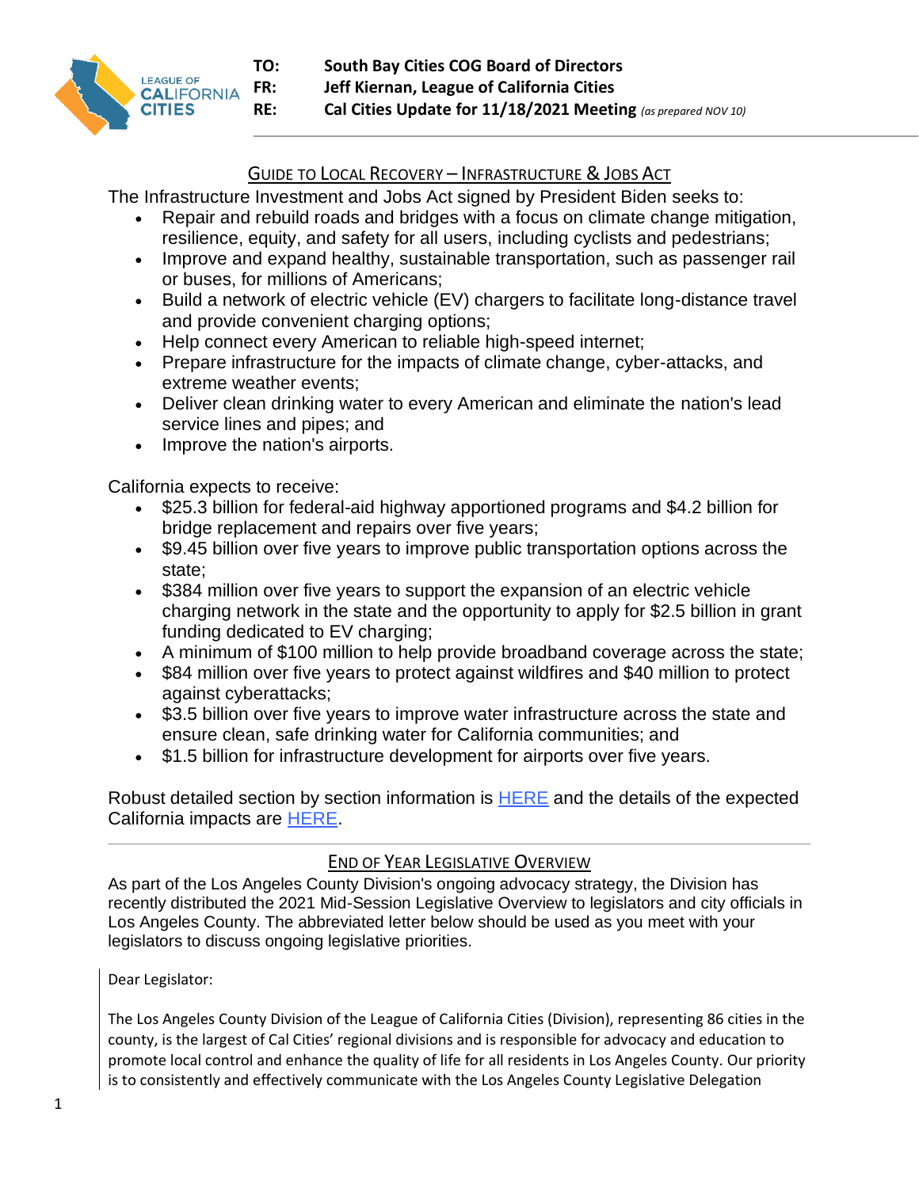**TO:** **South Bay Cities COG Board of Directors**
**FR:** **Jeff Kiernan, League of California Cities**
**RE:** **Cal Cities Update for 11/18/2021 Meeting** *(as prepared NOV 10)*

---

## GUIDE TO LOCAL RECOVERY – INFRASTRUCTURE & JOBS ACT

The Infrastructure Investment and Jobs Act signed by President Biden seeks to:

- Repair and rebuild roads and bridges with a focus on climate change mitigation, resilience, equity, and safety for all users, including cyclists and pedestrians;
- Improve and expand healthy, sustainable transportation, such as passenger rail or buses, for millions of Americans;
- Build a network of electric vehicle (EV) chargers to facilitate long-distance travel and provide convenient charging options;
- Help connect every American to reliable high-speed internet;
- Prepare infrastructure for the impacts of climate change, cyber-attacks, and extreme weather events;
- Deliver clean drinking water to every American and eliminate the nation's lead service lines and pipes; and
- Improve the nation's airports.

California expects to receive:

- $25.3 billion for federal-aid highway apportioned programs and $4.2 billion for bridge replacement and repairs over five years;
- $9.45 billion over five years to improve public transportation options across the state;
- $384 million over five years to support the expansion of an electric vehicle charging network in the state and the opportunity to apply for $2.5 billion in grant funding dedicated to EV charging;
- A minimum of $100 million to help provide broadband coverage across the state;
- $84 million over five years to protect against wildfires and $40 million to protect against cyberattacks;
- $3.5 billion over five years to improve water infrastructure across the state and ensure clean, safe drinking water for California communities; and
- $1.5 billion for infrastructure development for airports over five years.

Robust detailed section by section information is HERE and the details of the expected California impacts are HERE.

---

## END OF YEAR LEGISLATIVE OVERVIEW

As part of the Los Angeles County Division's ongoing advocacy strategy, the Division has recently distributed the 2021 Mid-Session Legislative Overview to legislators and city officials in Los Angeles County. The abbreviated letter below should be used as you meet with your legislators to discuss ongoing legislative priorities.

> Dear Legislator:
>
> The Los Angeles County Division of the League of California Cities (Division), representing 86 cities in the county, is the largest of Cal Cities' regional divisions and is responsible for advocacy and education to promote local control and enhance the quality of life for all residents in Los Angeles County. Our priority is to consistently and effectively communicate with the Los Angeles County Legislative Delegation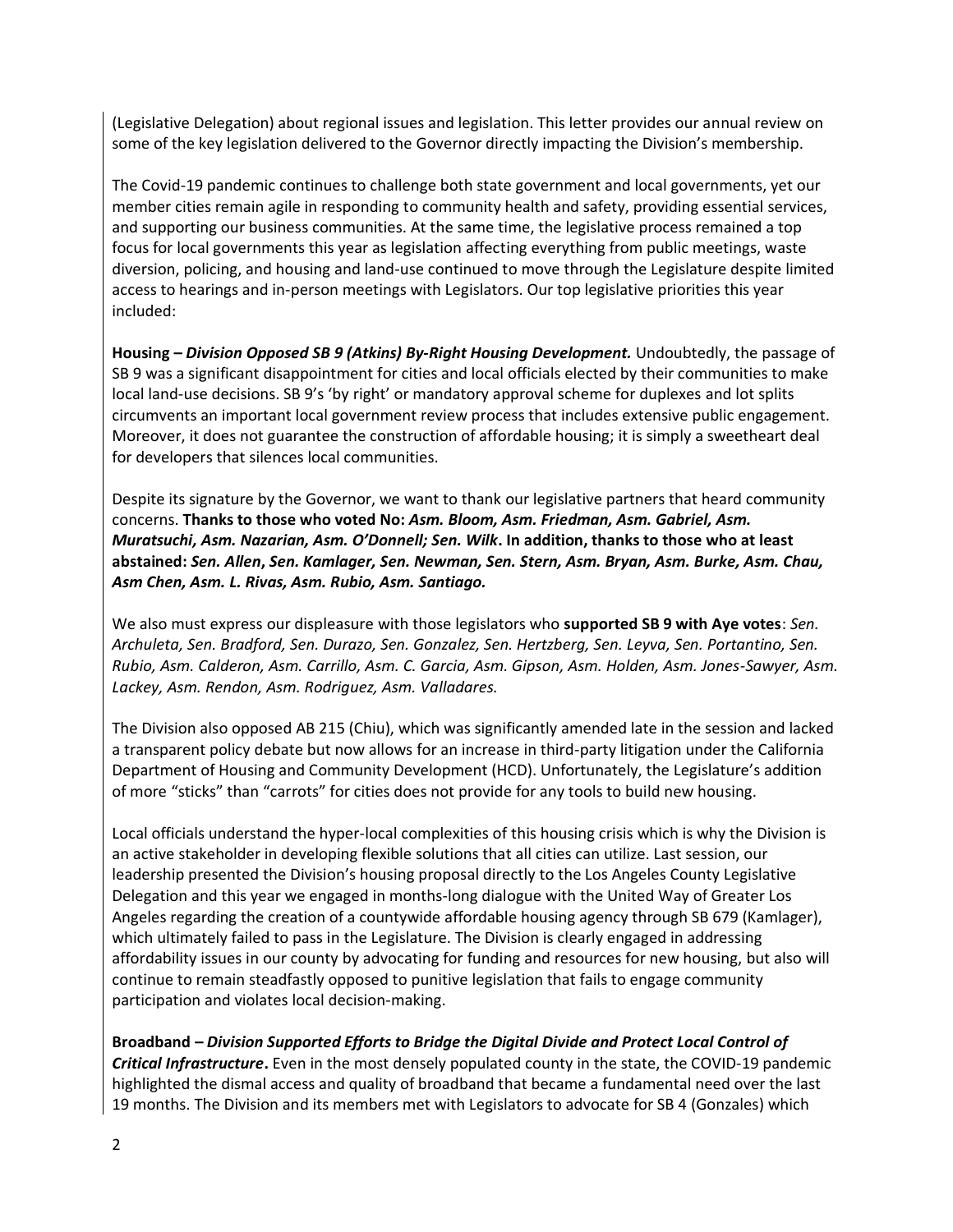(Legislative Delegation) about regional issues and legislation. This letter provides our annual review on some of the key legislation delivered to the Governor directly impacting the Division's membership.

The Covid-19 pandemic continues to challenge both state government and local governments, yet our member cities remain agile in responding to community health and safety, providing essential services, and supporting our business communities. At the same time, the legislative process remained a top focus for local governments this year as legislation affecting everything from public meetings, waste diversion, policing, and housing and land-use continued to move through the Legislature despite limited access to hearings and in-person meetings with Legislators. Our top legislative priorities this year included:

**Housing – *Division Opposed SB 9 (Atkins) By-Right Housing Development.*** Undoubtedly, the passage of SB 9 was a significant disappointment for cities and local officials elected by their communities to make local land-use decisions. SB 9's 'by right' or mandatory approval scheme for duplexes and lot splits circumvents an important local government review process that includes extensive public engagement. Moreover, it does not guarantee the construction of affordable housing; it is simply a sweetheart deal for developers that silences local communities.

Despite its signature by the Governor, we want to thank our legislative partners that heard community concerns. **Thanks to those who voted No: *Asm. Bloom, Asm. Friedman, Asm. Gabriel, Asm. Muratsuchi, Asm. Nazarian, Asm. O'Donnell; Sen. Wilk*. In addition, thanks to those who at least abstained: *Sen. Allen*, *Sen. Kamlager, Sen. Newman, Sen. Stern, Asm. Bryan, Asm. Burke, Asm. Chau, Asm Chen, Asm. L. Rivas, Asm. Rubio, Asm. Santiago.***

We also must express our displeasure with those legislators who **supported SB 9 with Aye votes**: *Sen. Archuleta, Sen. Bradford, Sen. Durazo, Sen. Gonzalez, Sen. Hertzberg, Sen. Leyva, Sen. Portantino, Sen. Rubio, Asm. Calderon, Asm. Carrillo, Asm. C. Garcia, Asm. Gipson, Asm. Holden, Asm. Jones-Sawyer, Asm. Lackey, Asm. Rendon, Asm. Rodriguez, Asm. Valladares.*

The Division also opposed AB 215 (Chiu), which was significantly amended late in the session and lacked a transparent policy debate but now allows for an increase in third-party litigation under the California Department of Housing and Community Development (HCD). Unfortunately, the Legislature's addition of more "sticks" than "carrots" for cities does not provide for any tools to build new housing.

Local officials understand the hyper-local complexities of this housing crisis which is why the Division is an active stakeholder in developing flexible solutions that all cities can utilize. Last session, our leadership presented the Division's housing proposal directly to the Los Angeles County Legislative Delegation and this year we engaged in months-long dialogue with the United Way of Greater Los Angeles regarding the creation of a countywide affordable housing agency through SB 679 (Kamlager), which ultimately failed to pass in the Legislature. The Division is clearly engaged in addressing affordability issues in our county by advocating for funding and resources for new housing, but also will continue to remain steadfastly opposed to punitive legislation that fails to engage community participation and violates local decision-making.

**Broadband – *Division Supported Efforts to Bridge the Digital Divide and Protect Local Control of Critical Infrastructure*.** Even in the most densely populated county in the state, the COVID-19 pandemic highlighted the dismal access and quality of broadband that became a fundamental need over the last 19 months. The Division and its members met with Legislators to advocate for SB 4 (Gonzales) which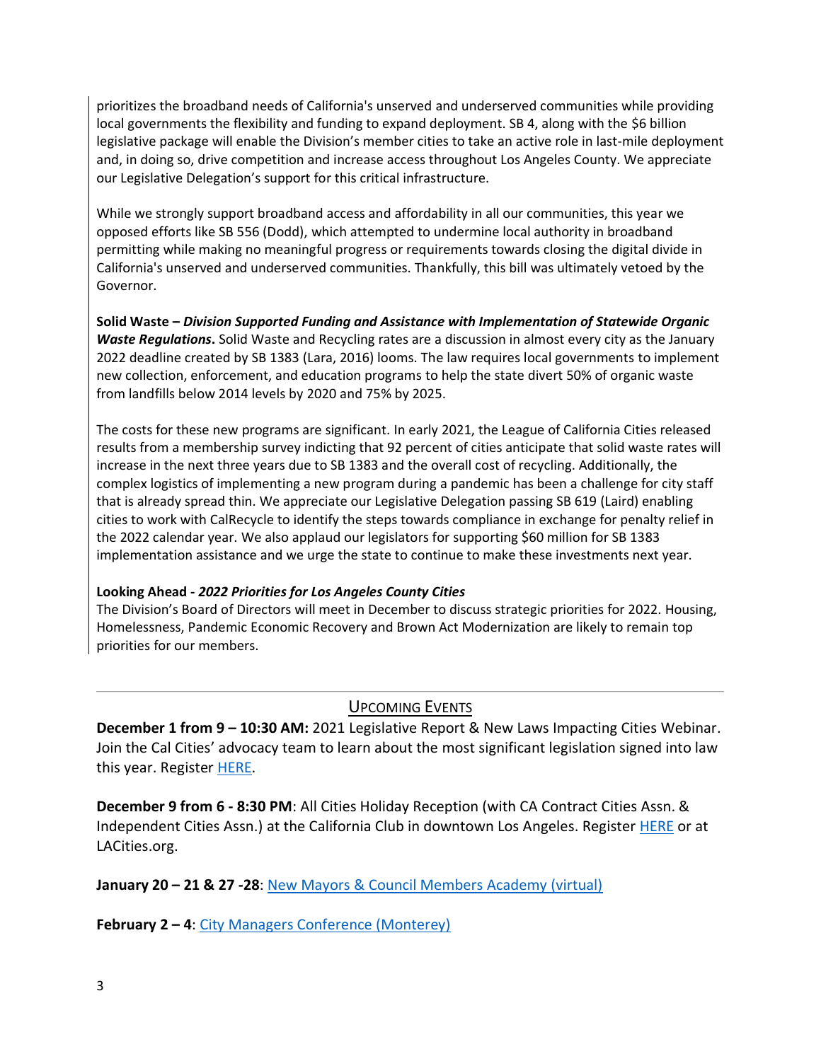prioritizes the broadband needs of California's unserved and underserved communities while providing local governments the flexibility and funding to expand deployment. SB 4, along with the $6 billion legislative package will enable the Division's member cities to take an active role in last-mile deployment and, in doing so, drive competition and increase access throughout Los Angeles County. We appreciate our Legislative Delegation's support for this critical infrastructure.

While we strongly support broadband access and affordability in all our communities, this year we opposed efforts like SB 556 (Dodd), which attempted to undermine local authority in broadband permitting while making no meaningful progress or requirements towards closing the digital divide in California's unserved and underserved communities. Thankfully, this bill was ultimately vetoed by the Governor.

**Solid Waste – *Division Supported Funding and Assistance with Implementation of Statewide Organic Waste Regulations*.** Solid Waste and Recycling rates are a discussion in almost every city as the January 2022 deadline created by SB 1383 (Lara, 2016) looms. The law requires local governments to implement new collection, enforcement, and education programs to help the state divert 50% of organic waste from landfills below 2014 levels by 2020 and 75% by 2025.

The costs for these new programs are significant. In early 2021, the League of California Cities released results from a membership survey indicting that 92 percent of cities anticipate that solid waste rates will increase in the next three years due to SB 1383 and the overall cost of recycling. Additionally, the complex logistics of implementing a new program during a pandemic has been a challenge for city staff that is already spread thin. We appreciate our Legislative Delegation passing SB 619 (Laird) enabling cities to work with CalRecycle to identify the steps towards compliance in exchange for penalty relief in the 2022 calendar year. We also applaud our legislators for supporting $60 million for SB 1383 implementation assistance and we urge the state to continue to make these investments next year.

**Looking Ahead - *2022 Priorities for Los Angeles County Cities***
The Division's Board of Directors will meet in December to discuss strategic priorities for 2022. Housing, Homelessness, Pandemic Economic Recovery and Brown Act Modernization are likely to remain top priorities for our members.

---

## Upcoming Events

**December 1 from 9 – 10:30 AM:** 2021 Legislative Report & New Laws Impacting Cities Webinar. Join the Cal Cities' advocacy team to learn about the most significant legislation signed into law this year. Register [HERE](#).

**December 9 from 6 - 8:30 PM**: All Cities Holiday Reception (with CA Contract Cities Assn. & Independent Cities Assn.) at the California Club in downtown Los Angeles. Register [HERE](#) or at LACities.org.

**January 20 – 21 & 27 -28**: [New Mayors & Council Members Academy (virtual)](#)

**February 2 – 4**: [City Managers Conference (Monterey)](#)